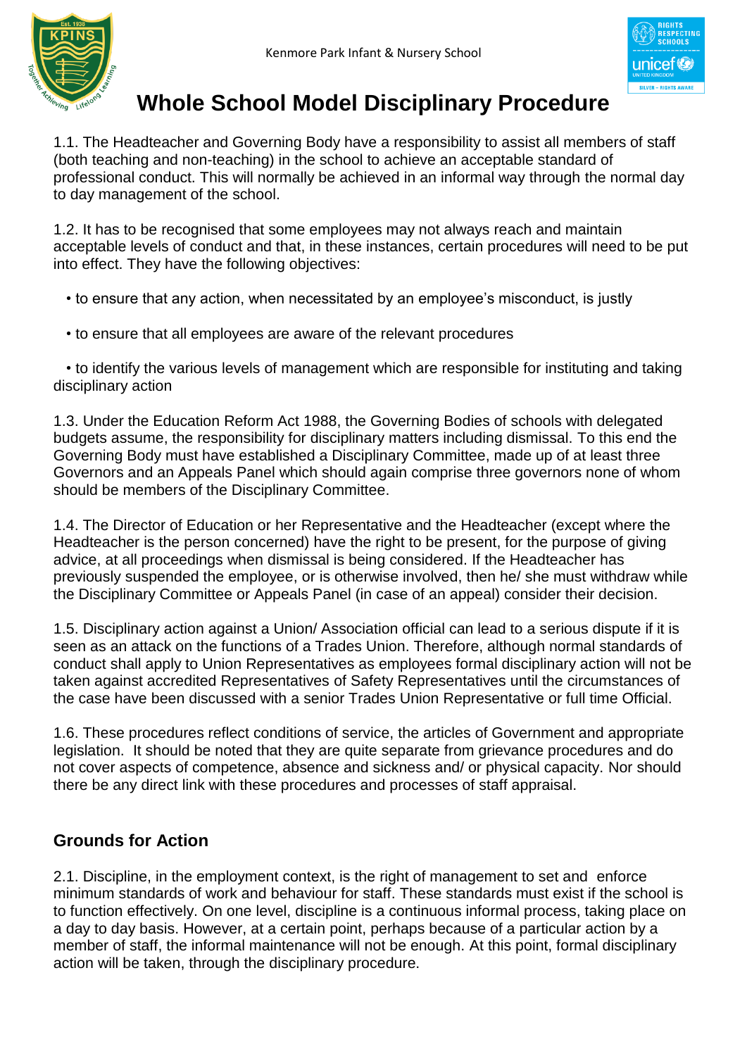Kenmore Park Infant & Nursery School

# Whole School Model Disciplinary Procedure

1.1. The Headteacher and Governing Body have a responsibility to assist all members of staff (both teaching and non-teaching) in the school to achieve an acceptable standard of professional conduct. This will normally be achieved in an informal way through the normal day to day management of the school.

1.2. It has to be recognised that some employees may not always reach and maintain acceptable levels of conduct and that, in these instances, certain procedures will need to be put into effect. They have the following objectives:

- to ensure that any action, when necessitated by an employee's misconduct, is justly
- to ensure that all employees are aware of the relevant procedures
- to identify the various levels of management which are responsible for instituting and taking disciplinary action

1.3. Under the Education Reform Act 1988, the Governing Bodies of schools with delegated budgets assume, the responsibility for disciplinary matters including dismissal. To this end the Governing Body must have established a Disciplinary Committee, made up of at least three Governors and an Appeals Panel which should again comprise three governors none of whom should be members of the Disciplinary Committee.

1.4. The Director of Education or her Representative and the Headteacher (except where the Headteacher is the person concerned) have the right to be present, for the purpose of giving advice, at all proceedings when dismissal is being considered. If the Headteacher has previously suspended the employee, or is otherwise involved, then he/ she must withdraw while the Disciplinary Committee or Appeals Panel (in case of an appeal) consider their decision.

1.5. Disciplinary action against a Union/ Association official can lead to a serious dispute if it is seen as an attack on the functions of a Trades Union. Therefore, although normal standards of conduct shall apply to Union Representatives as employees formal disciplinary action will not be taken against accredited Representatives of Safety Representatives until the circumstances of the case have been discussed with a senior Trades Union Representative or full time Official.

1.6. These procedures reflect conditions of service, the articles of Government and appropriate legislation. It should be noted that they are quite separate from grievance procedures and do not cover aspects of competence, absence and sickness and/ or physical capacity. Nor should there be any direct link with these procedures and processes of staff appraisal.

## Grounds for Action

2.1. Discipline, in the employment context, is the right of management to set and enforce minimum standards of work and behaviour for staff. These standards must exist if the school is to function effectively. On one level, discipline is a continuous informal process, taking place on a day to day basis. However, at a certain point, perhaps because of a particular action by a member of staff, the informal maintenance will not be enough. At this point, formal disciplinary action will be taken, through the disciplinary procedure.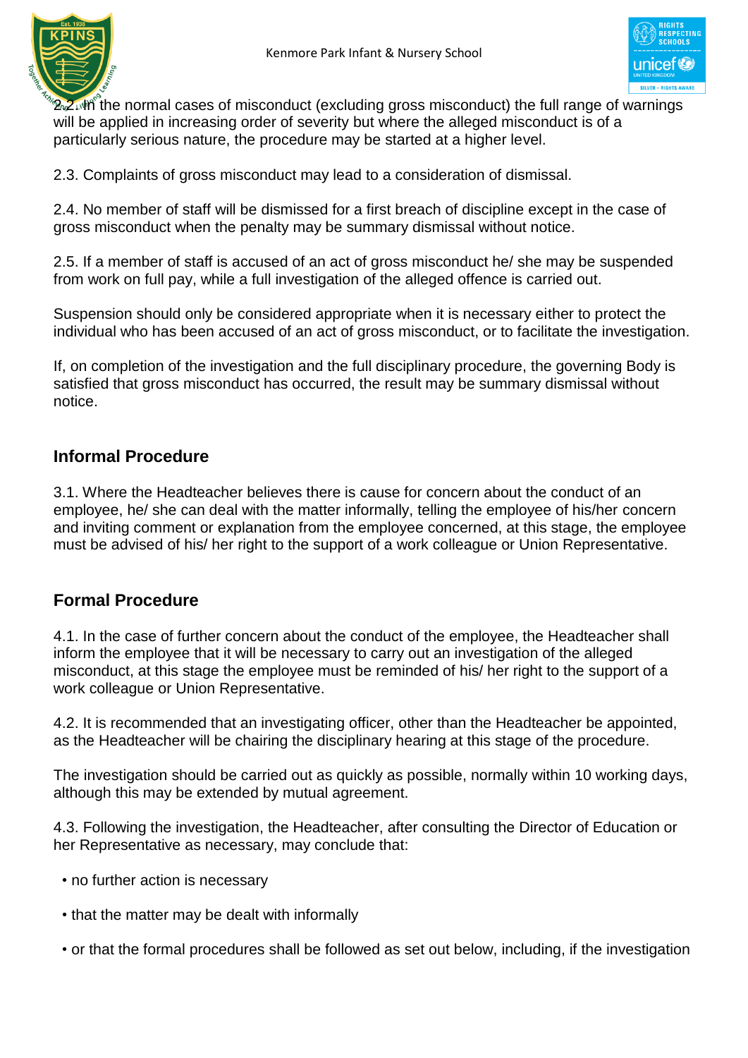2.2. In the normal cases of misconduct (excluding gross misconduct) the full range of warnings will be applied in increasing order of severity but where the alleged misconduct is of a particularly serious nature, the procedure may be started at a higher level.

2.3. Complaints of gross misconduct may lead to a consideration of dismissal.

2.4. No member of staff will be dismissed for a first breach of discipline except in the case of gross misconduct when the penalty may be summary dismissal without notice.

2.5. If a member of staff is accused of an act of gross misconduct he/ she may be suspended from work on full pay, while a full investigation of the alleged offence is carried out.

Suspension should only be considered appropriate when it is necessary either to protect the individual who has been accused of an act of gross misconduct, or to facilitate the investigation.

If, on completion of the investigation and the full disciplinary procedure, the governing Body is satisfied that gross misconduct has occurred, the result may be summary dismissal without notice.

## Informal Procedure

3.1. Where the Headteacher believes there is cause for concern about the conduct of an employee, he/ she can deal with the matter informally, telling the employee of his/her concern and inviting comment or explanation from the employee concerned, at this stage, the employee must be advised of his/ her right to the support of a work colleague or Union Representative.

## Formal Procedure

4.1. In the case of further concern about the conduct of the employee, the Headteacher shall inform the employee that it will be necessary to carry out an investigation of the alleged misconduct, at this stage the employee must be reminded of his/ her right to the support of a work colleague or Union Representative.

4.2. It is recommended that an investigating officer, other than the Headteacher be appointed, as the Headteacher will be chairing the disciplinary hearing at this stage of the procedure.

The investigation should be carried out as quickly as possible, normally within 10 working days, although this may be extended by mutual agreement.

4.3. Following the investigation, the Headteacher, after consulting the Director of Education or her Representative as necessary, may conclude that:

- no further action is necessary
- that the matter may be dealt with informally
- or that the formal procedures shall be followed as set out below, including, if the investigation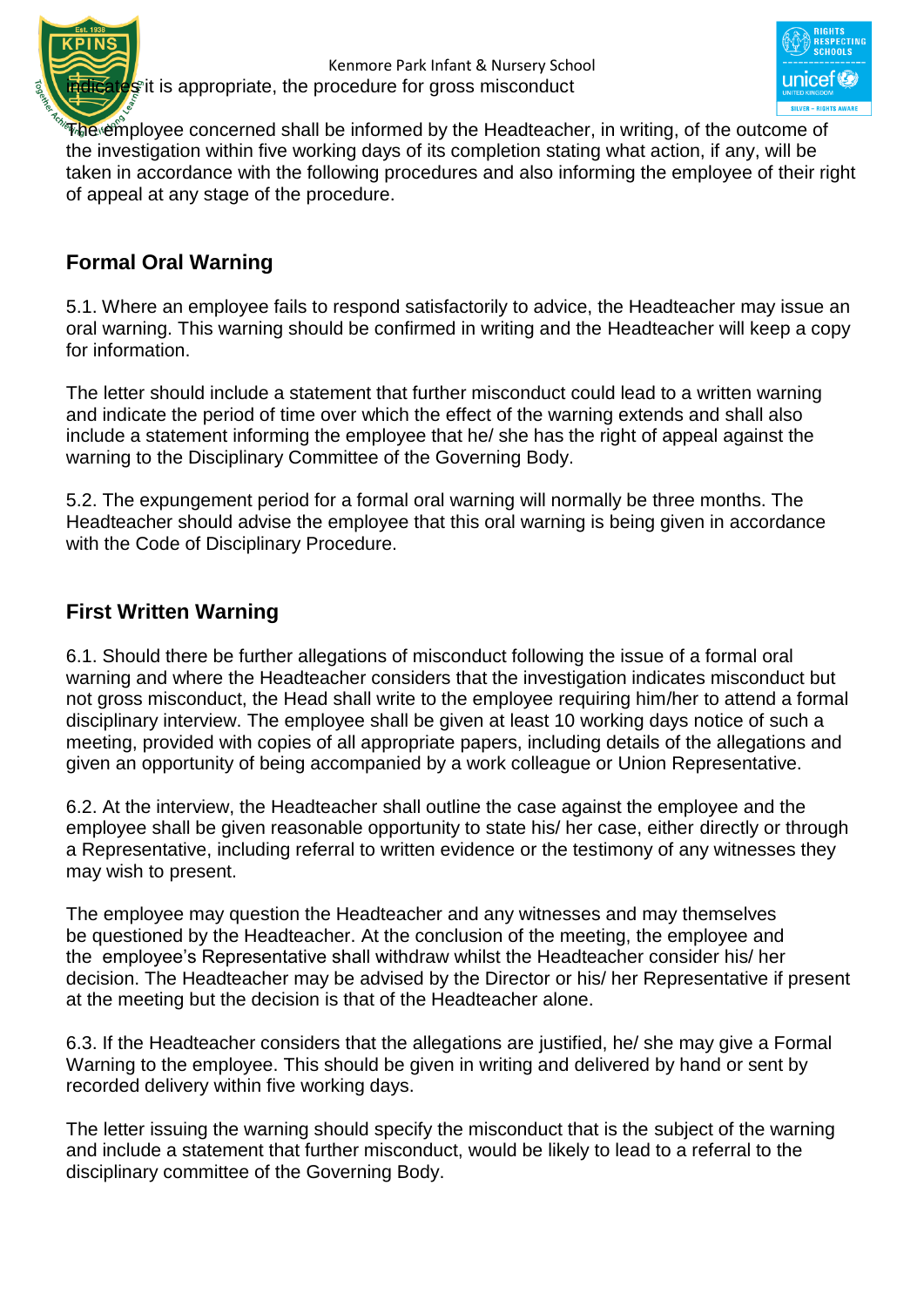indicates it is appropriate, the procedure for gross misconduct

The employee concerned shall be informed by the Headteacher, in writing, of the outcome of the investigation within five working days of its completion stating what action, if any, will be taken in accordance with the following procedures and also informing the employee of their right of appeal at any stage of the procedure.

## Formal Oral Warning

5.1. Where an employee fails to respond satisfactorily to advice, the Headteacher may issue an oral warning. This warning should be confirmed in writing and the Headteacher will keep a copy for information.

The letter should include a statement that further misconduct could lead to a written warning and indicate the period of time over which the effect of the warning extends and shall also include a statement informing the employee that he/ she has the right of appeal against the warning to the Disciplinary Committee of the Governing Body.

5.2. The expungement period for a formal oral warning will normally be three months. The Headteacher should advise the employee that this oral warning is being given in accordance with the Code of Disciplinary Procedure.

## First Written Warning

6.1. Should there be further allegations of misconduct following the issue of a formal oral warning and where the Headteacher considers that the investigation indicates misconduct but not gross misconduct, the Head shall write to the employee requiring him/her to attend a formal disciplinary interview. The employee shall be given at least 10 working days notice of such a meeting, provided with copies of all appropriate papers, including details of the allegations and given an opportunity of being accompanied by a work colleague or Union Representative.

6.2. At the interview, the Headteacher shall outline the case against the employee and the employee shall be given reasonable opportunity to state his/ her case, either directly or through a Representative, including referral to written evidence or the testimony of any witnesses they may wish to present.

The employee may question the Headteacher and any witnesses and may themselves be questioned by the Headteacher. At the conclusion of the meeting, the employee and the employee's Representative shall withdraw whilst the Headteacher consider his/ her decision. The Headteacher may be advised by the Director or his/ her Representative if present at the meeting but the decision is that of the Headteacher alone.

6.3. If the Headteacher considers that the allegations are justified, he/ she may give a Formal Warning to the employee. This should be given in writing and delivered by hand or sent by recorded delivery within five working days.

The letter issuing the warning should specify the misconduct that is the subject of the warning and include a statement that further misconduct, would be likely to lead to a referral to the disciplinary committee of the Governing Body.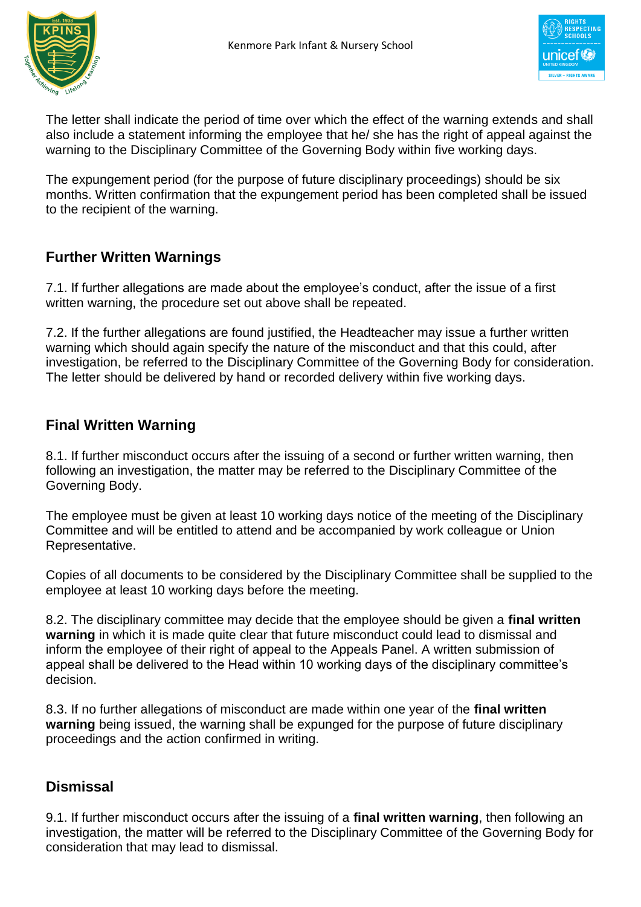The letter shall indicate the period of time over which the effect of the warning extends and shall also include a statement informing the employee that he/ she has the right of appeal against the warning to the Disciplinary Committee of the Governing Body within five working days.

The expungement period (for the purpose of future disciplinary proceedings) should be six months. Written confirmation that the expungement period has been completed shall be issued to the recipient of the warning.

## Further Written Warnings

7.1. If further allegations are made about the employee's conduct, after the issue of a first written warning, the procedure set out above shall be repeated.

7.2. If the further allegations are found justified, the Headteacher may issue a further written warning which should again specify the nature of the misconduct and that this could, after investigation, be referred to the Disciplinary Committee of the Governing Body for consideration. The letter should be delivered by hand or recorded delivery within five working days.

## Final Written Warning

8.1. If further misconduct occurs after the issuing of a second or further written warning, then following an investigation, the matter may be referred to the Disciplinary Committee of the Governing Body.

The employee must be given at least 10 working days notice of the meeting of the Disciplinary Committee and will be entitled to attend and be accompanied by work colleague or Union Representative.

Copies of all documents to be considered by the Disciplinary Committee shall be supplied to the employee at least 10 working days before the meeting.

8.2. The disciplinary committee may decide that the employee should be given a **final written warning** in which it is made quite clear that future misconduct could lead to dismissal and inform the employee of their right of appeal to the Appeals Panel. A written submission of appeal shall be delivered to the Head within 10 working days of the disciplinary committee's decision.

8.3. If no further allegations of misconduct are made within one year of the **final written warning** being issued, the warning shall be expunged for the purpose of future disciplinary proceedings and the action confirmed in writing.

## Dismissal

9.1. If further misconduct occurs after the issuing of a **final written warning**, then following an investigation, the matter will be referred to the Disciplinary Committee of the Governing Body for consideration that may lead to dismissal.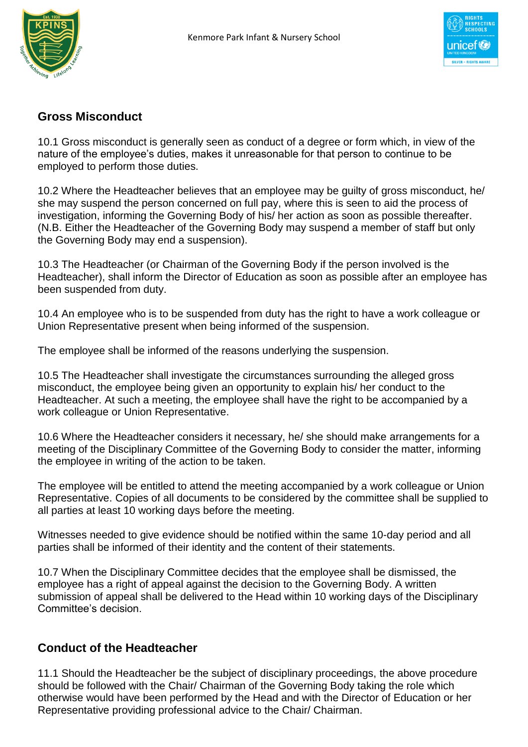## Gross Misconduct

10.1 Gross misconduct is generally seen as conduct of a degree or form which, in view of the nature of the employee's duties, makes it unreasonable for that person to continue to be employed to perform those duties.

10.2 Where the Headteacher believes that an employee may be guilty of gross misconduct, he/ she may suspend the person concerned on full pay, where this is seen to aid the process of investigation, informing the Governing Body of his/ her action as soon as possible thereafter. (N.B. Either the Headteacher of the Governing Body may suspend a member of staff but only the Governing Body may end a suspension).

10.3 The Headteacher (or Chairman of the Governing Body if the person involved is the Headteacher), shall inform the Director of Education as soon as possible after an employee has been suspended from duty.

10.4 An employee who is to be suspended from duty has the right to have a work colleague or Union Representative present when being informed of the suspension.

The employee shall be informed of the reasons underlying the suspension.

10.5 The Headteacher shall investigate the circumstances surrounding the alleged gross misconduct, the employee being given an opportunity to explain his/ her conduct to the Headteacher. At such a meeting, the employee shall have the right to be accompanied by a work colleague or Union Representative.

10.6 Where the Headteacher considers it necessary, he/ she should make arrangements for a meeting of the Disciplinary Committee of the Governing Body to consider the matter, informing the employee in writing of the action to be taken.

The employee will be entitled to attend the meeting accompanied by a work colleague or Union Representative. Copies of all documents to be considered by the committee shall be supplied to all parties at least 10 working days before the meeting.

Witnesses needed to give evidence should be notified within the same 10-day period and all parties shall be informed of their identity and the content of their statements.

10.7 When the Disciplinary Committee decides that the employee shall be dismissed, the employee has a right of appeal against the decision to the Governing Body. A written submission of appeal shall be delivered to the Head within 10 working days of the Disciplinary Committee's decision.

## Conduct of the Headteacher

11.1 Should the Headteacher be the subject of disciplinary proceedings, the above procedure should be followed with the Chair/ Chairman of the Governing Body taking the role which otherwise would have been performed by the Head and with the Director of Education or her Representative providing professional advice to the Chair/ Chairman.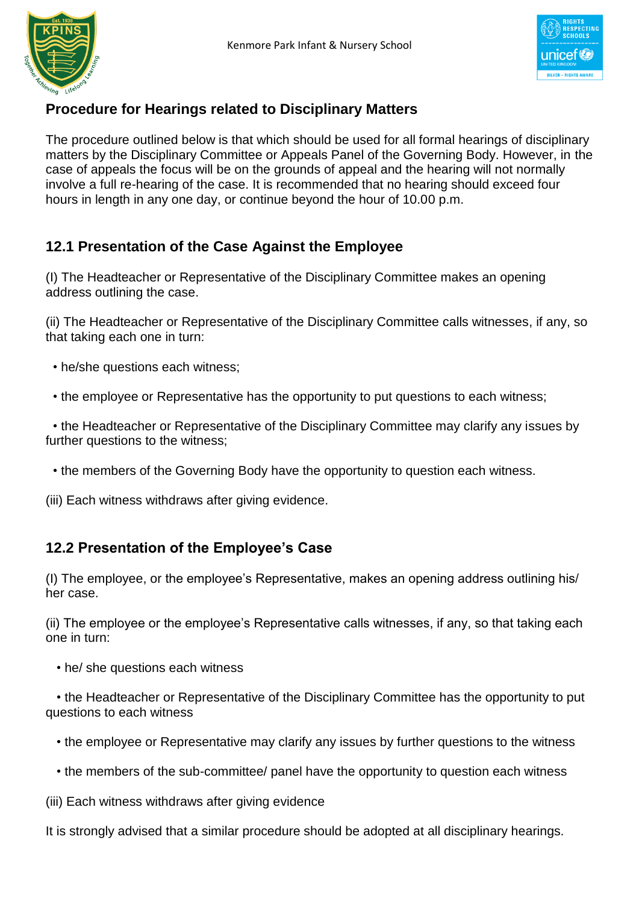## Procedure for Hearings related to Disciplinary Matters

The procedure outlined below is that which should be used for all formal hearings of disciplinary matters by the Disciplinary Committee or Appeals Panel of the Governing Body. However, in the case of appeals the focus will be on the grounds of appeal and the hearing will not normally involve a full re-hearing of the case. It is recommended that no hearing should exceed four hours in length in any one day, or continue beyond the hour of 10.00 p.m.

### 12.1 Presentation of the Case Against the Employee

(I) The Headteacher or Representative of the Disciplinary Committee makes an opening address outlining the case.

(ii) The Headteacher or Representative of the Disciplinary Committee calls witnesses, if any, so that taking each one in turn:

- he/she questions each witness;
- the employee or Representative has the opportunity to put questions to each witness;
- the Headteacher or Representative of the Disciplinary Committee may clarify any issues by further questions to the witness;
- the members of the Governing Body have the opportunity to question each witness.

(iii) Each witness withdraws after giving evidence.

### 12.2 Presentation of the Employee's Case

(I) The employee, or the employee's Representative, makes an opening address outlining his/ her case.

(ii) The employee or the employee's Representative calls witnesses, if any, so that taking each one in turn:

- he/ she questions each witness
- the Headteacher or Representative of the Disciplinary Committee has the opportunity to put questions to each witness
- the employee or Representative may clarify any issues by further questions to the witness
- the members of the sub-committee/ panel have the opportunity to question each witness

(iii) Each witness withdraws after giving evidence

It is strongly advised that a similar procedure should be adopted at all disciplinary hearings.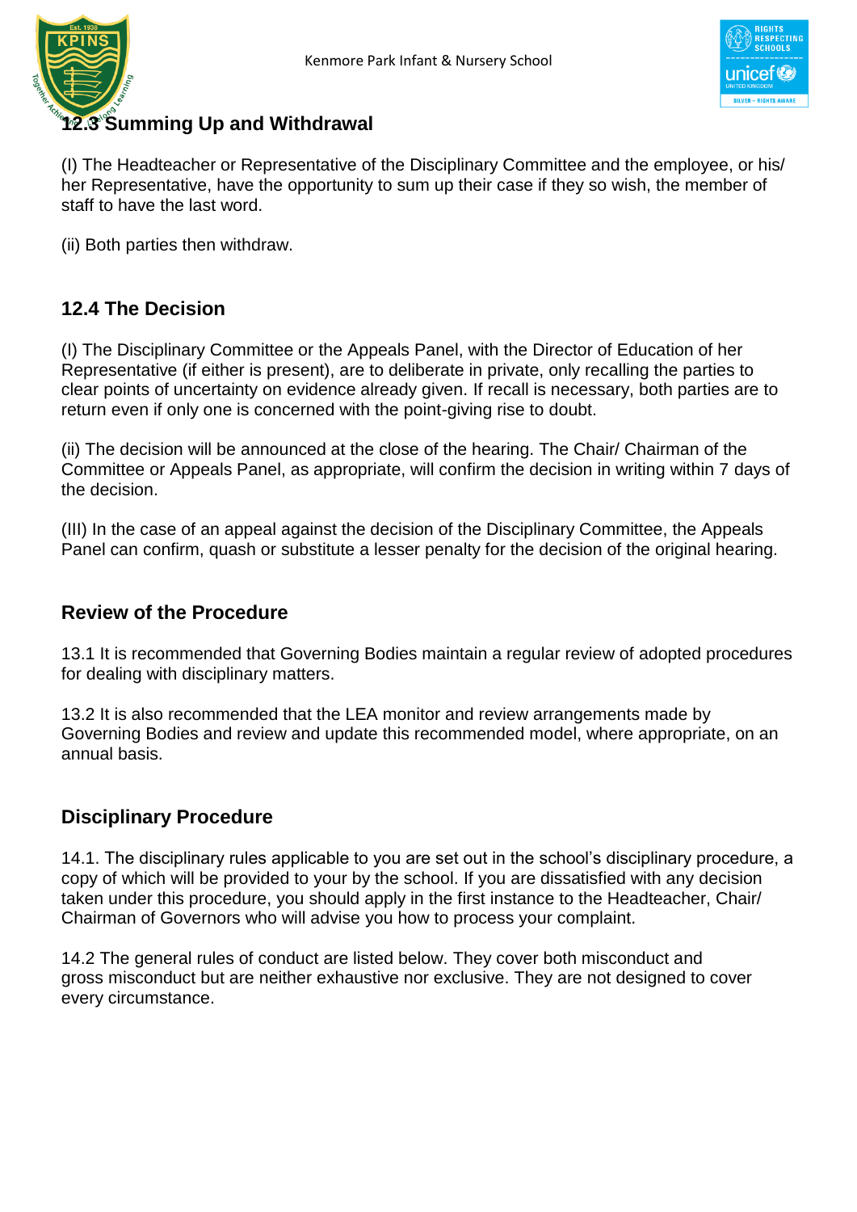### 12.3 Summing Up and Withdrawal

(I) The Headteacher or Representative of the Disciplinary Committee and the employee, or his/ her Representative, have the opportunity to sum up their case if they so wish, the member of staff to have the last word.

(ii) Both parties then withdraw.

### 12.4 The Decision

(I) The Disciplinary Committee or the Appeals Panel, with the Director of Education of her Representative (if either is present), are to deliberate in private, only recalling the parties to clear points of uncertainty on evidence already given. If recall is necessary, both parties are to return even if only one is concerned with the point-giving rise to doubt.

(ii) The decision will be announced at the close of the hearing. The Chair/ Chairman of the Committee or Appeals Panel, as appropriate, will confirm the decision in writing within 7 days of the decision.

(III) In the case of an appeal against the decision of the Disciplinary Committee, the Appeals Panel can confirm, quash or substitute a lesser penalty for the decision of the original hearing.

## Review of the Procedure

13.1 It is recommended that Governing Bodies maintain a regular review of adopted procedures for dealing with disciplinary matters.

13.2 It is also recommended that the LEA monitor and review arrangements made by Governing Bodies and review and update this recommended model, where appropriate, on an annual basis.

## Disciplinary Procedure

14.1. The disciplinary rules applicable to you are set out in the school's disciplinary procedure, a copy of which will be provided to your by the school. If you are dissatisfied with any decision taken under this procedure, you should apply in the first instance to the Headteacher, Chair/ Chairman of Governors who will advise you how to process your complaint.

14.2 The general rules of conduct are listed below. They cover both misconduct and gross misconduct but are neither exhaustive nor exclusive. They are not designed to cover every circumstance.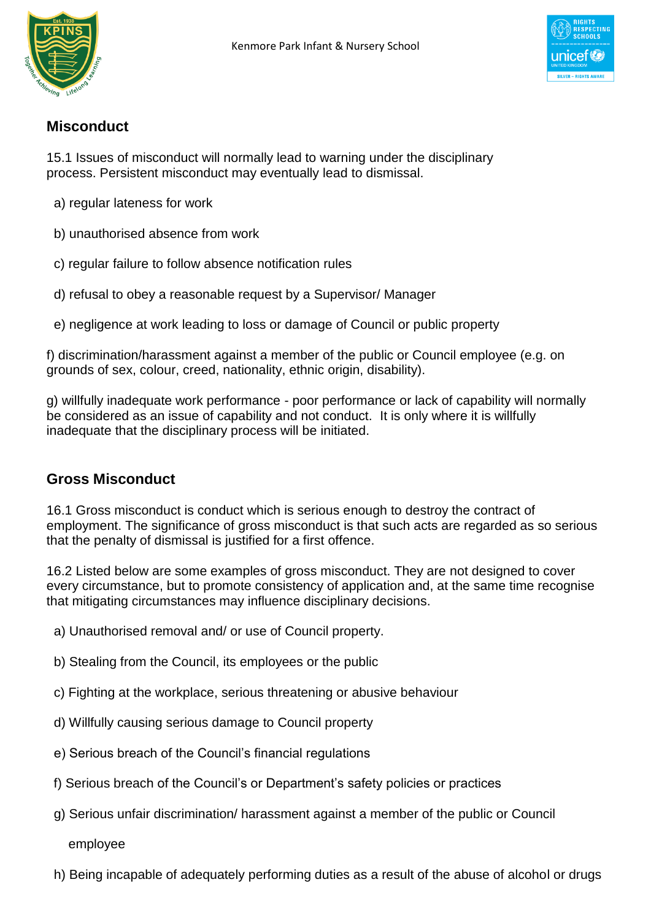## Misconduct

15.1 Issues of misconduct will normally lead to warning under the disciplinary process. Persistent misconduct may eventually lead to dismissal.

a) regular lateness for work

b) unauthorised absence from work

c) regular failure to follow absence notification rules

d) refusal to obey a reasonable request by a Supervisor/ Manager

e) negligence at work leading to loss or damage of Council or public property

f) discrimination/harassment against a member of the public or Council employee (e.g. on grounds of sex, colour, creed, nationality, ethnic origin, disability).

g) willfully inadequate work performance - poor performance or lack of capability will normally be considered as an issue of capability and not conduct. It is only where it is willfully inadequate that the disciplinary process will be initiated.

## Gross Misconduct

16.1 Gross misconduct is conduct which is serious enough to destroy the contract of employment. The significance of gross misconduct is that such acts are regarded as so serious that the penalty of dismissal is justified for a first offence.

16.2 Listed below are some examples of gross misconduct. They are not designed to cover every circumstance, but to promote consistency of application and, at the same time recognise that mitigating circumstances may influence disciplinary decisions.

a) Unauthorised removal and/ or use of Council property.

b) Stealing from the Council, its employees or the public

c) Fighting at the workplace, serious threatening or abusive behaviour

d) Willfully causing serious damage to Council property

e) Serious breach of the Council's financial regulations

f) Serious breach of the Council's or Department's safety policies or practices

g) Serious unfair discrimination/ harassment against a member of the public or Council employee

h) Being incapable of adequately performing duties as a result of the abuse of alcohol or drugs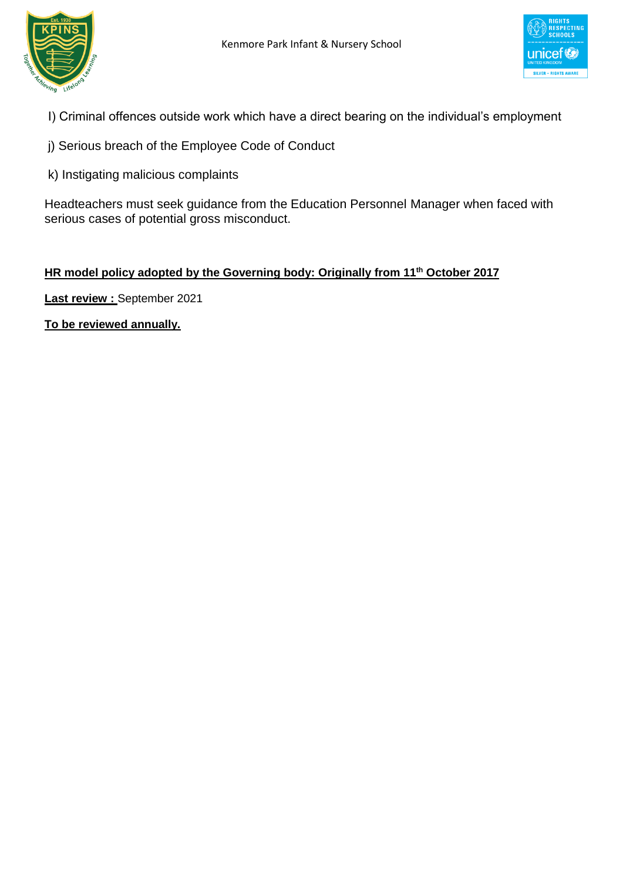I) Criminal offences outside work which have a direct bearing on the individual's employment

j) Serious breach of the Employee Code of Conduct

k) Instigating malicious complaints

Headteachers must seek guidance from the Education Personnel Manager when faced with serious cases of potential gross misconduct.

**HR model policy adopted by the Governing body: Originally from 11th October 2017**

**Last review :** September 2021

**To be reviewed annually.**